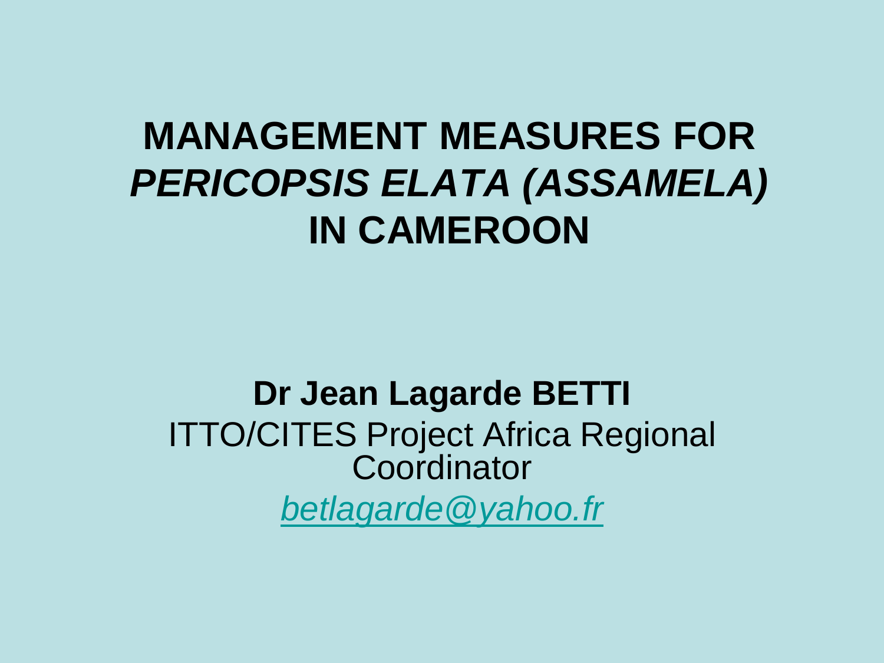# MANAGEMENT MEASURES FOR *PERICOPSIS ELATA (ASSAMELA)* IN CAMEROON

**Dr Jean Lagarde BETTI**

ITTO/CITES Project Africa Regional Coordinator

*betlagarde@yahoo.fr*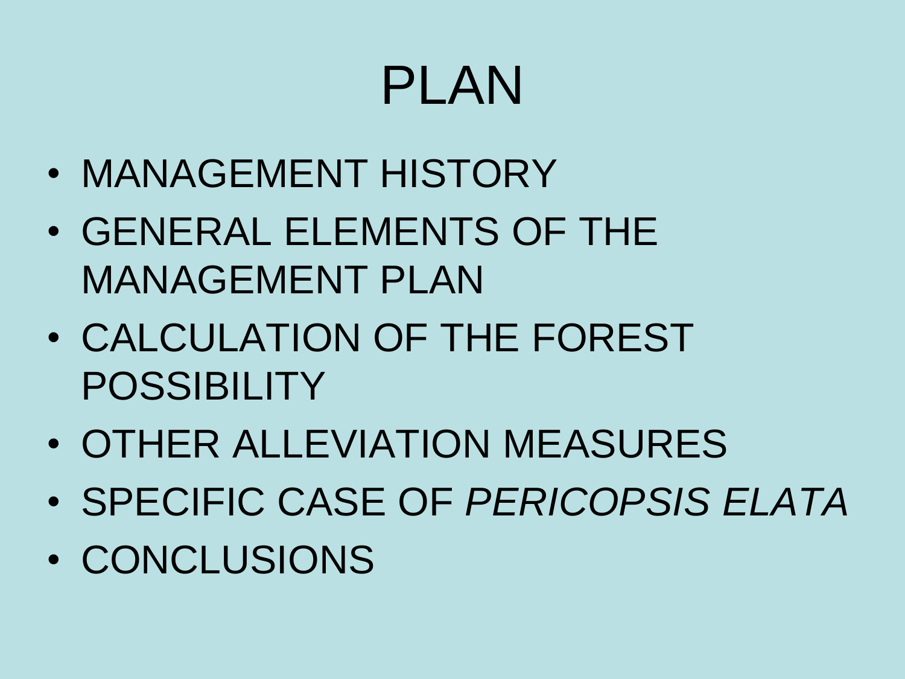# PLAN

- MANAGEMENT HISTORY
- GENERAL ELEMENTS OF THE MANAGEMENT PLAN
- CALCULATION OF THE FOREST POSSIBILITY
- OTHER ALLEVIATION MEASURES
- SPECIFIC CASE OF *PERICOPSIS ELATA*
- CONCLUSIONS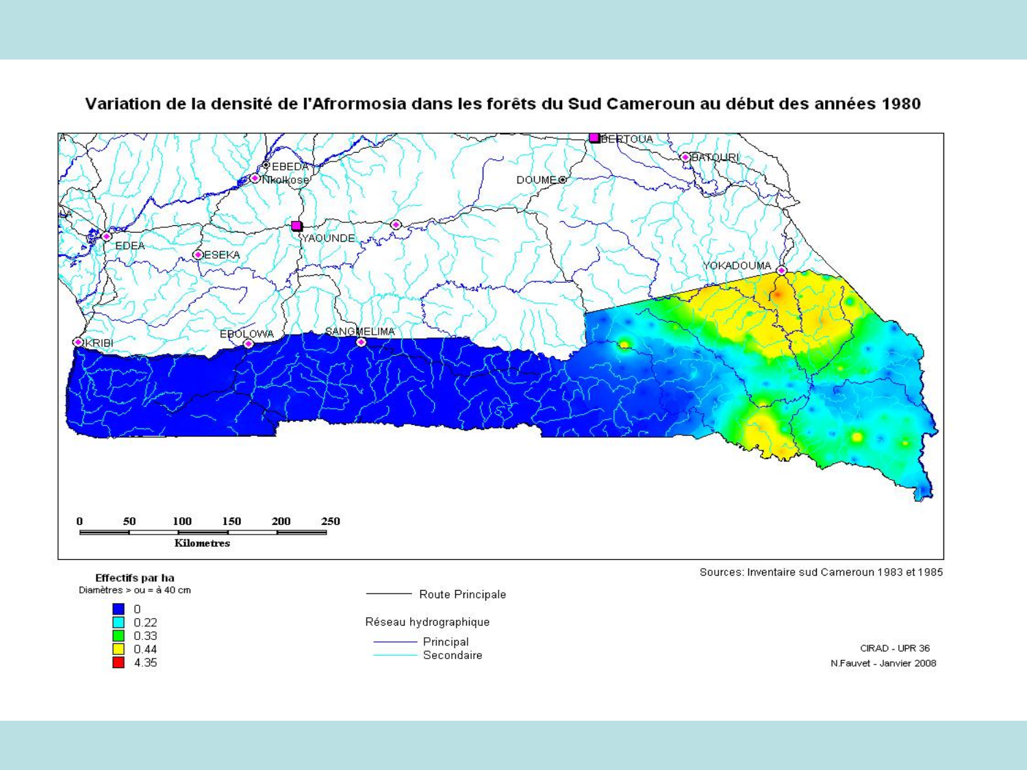# Variation de la densité de l'Afrormosia dans les forêts du Sud Cameroun au début des années 1980

**Effectifs par ha**
Diamètres > ou = à 40 cm

- 0
- 0.22
- 0.33
- 0.44
- 4.35

Route Principale

Réseau hydrographique
- Principal
- Secondaire

Sources: Inventaire sud Cameroun 1983 et 1985

CIRAD - UPR 36
N.Fauvet - Janvier 2008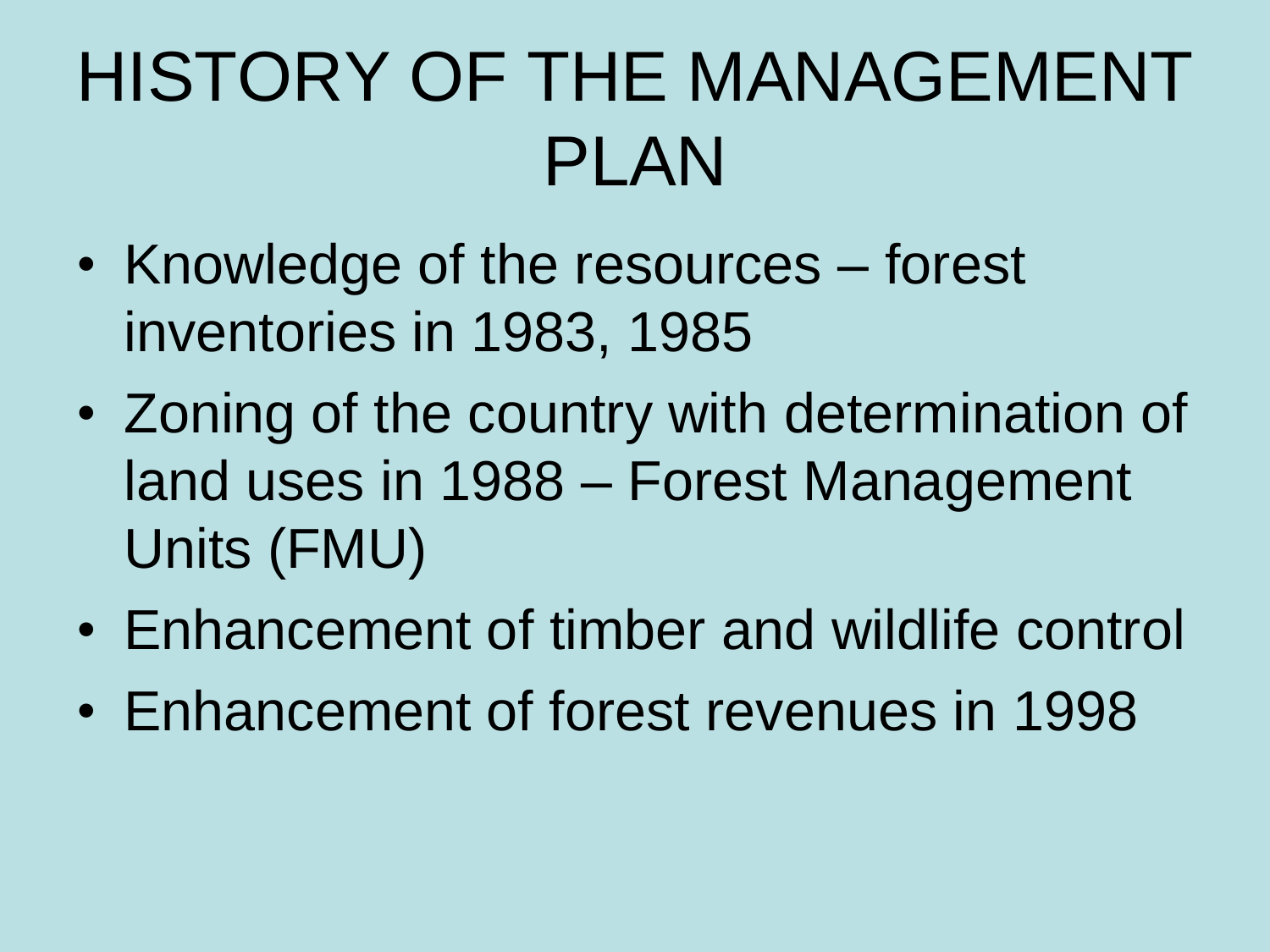# HISTORY OF THE MANAGEMENT PLAN

- Knowledge of the resources – forest inventories in 1983, 1985
- Zoning of the country with determination of land uses in 1988 – Forest Management Units (FMU)
- Enhancement of timber and wildlife control
- Enhancement of forest revenues in 1998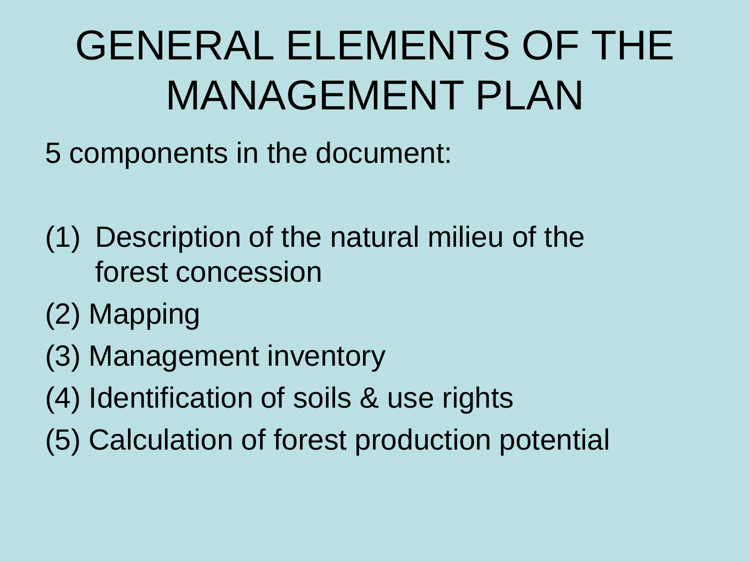# GENERAL ELEMENTS OF THE MANAGEMENT PLAN

5 components in the document:

(1) Description of the natural milieu of the forest concession

(2) Mapping

(3) Management inventory

(4) Identification of soils & use rights

(5) Calculation of forest production potential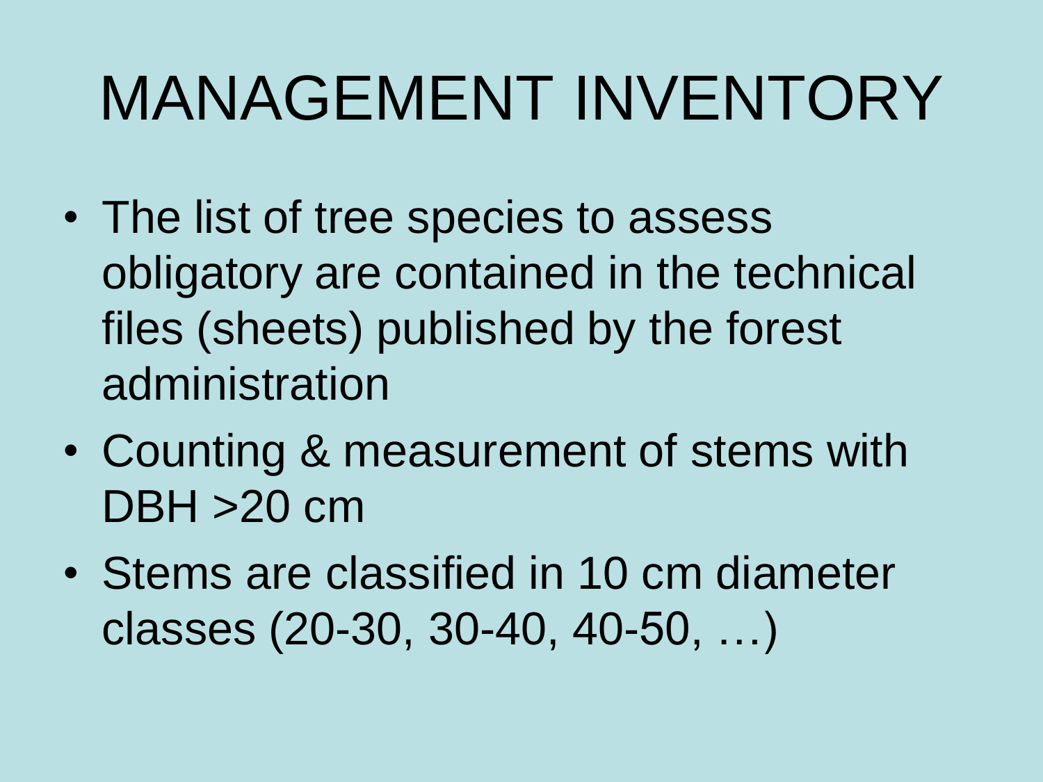# MANAGEMENT INVENTORY

- The list of tree species to assess obligatory are contained in the technical files (sheets) published by the forest administration
- Counting & measurement of stems with DBH >20 cm
- Stems are classified in 10 cm diameter classes (20-30, 30-40, 40-50, …)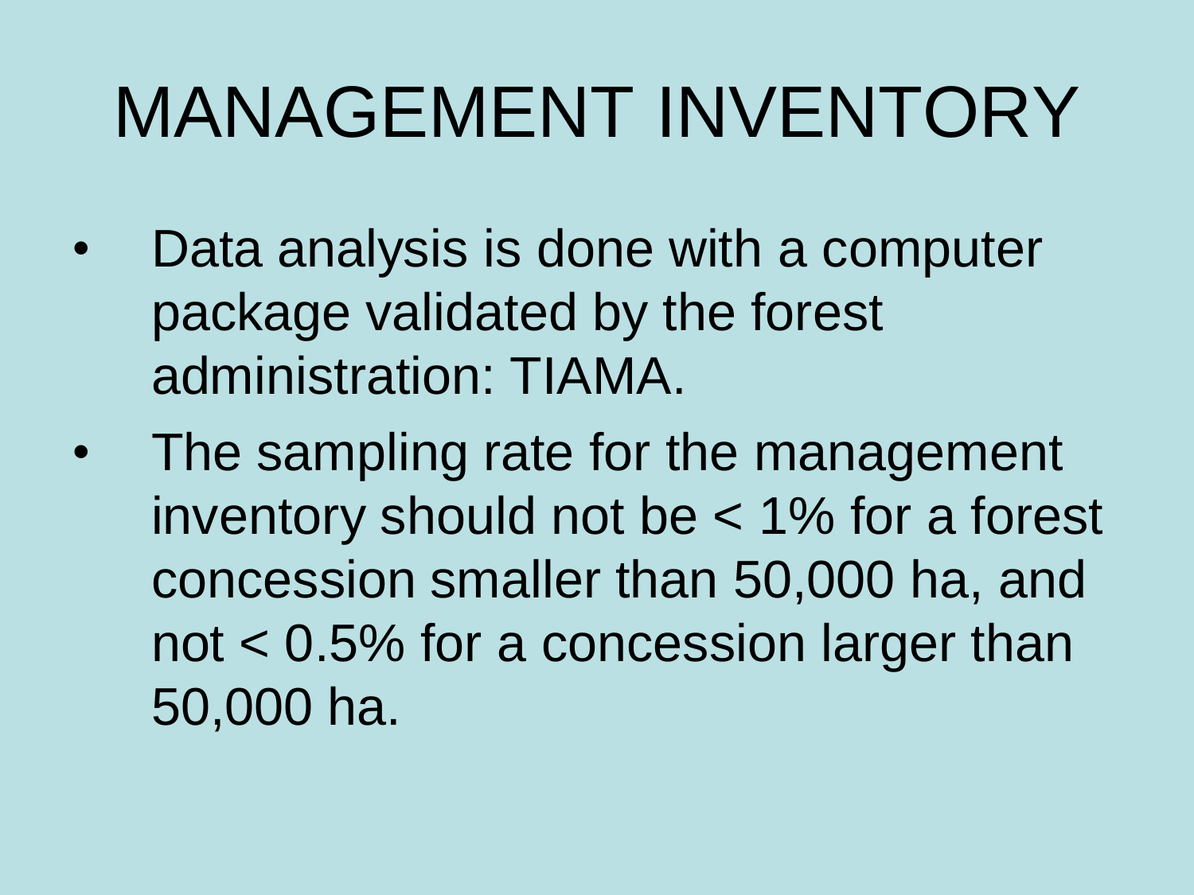# MANAGEMENT INVENTORY

- Data analysis is done with a computer package validated by the forest administration: TIAMA.
- The sampling rate for the management inventory should not be < 1% for a forest concession smaller than 50,000 ha, and not < 0.5% for a concession larger than 50,000 ha.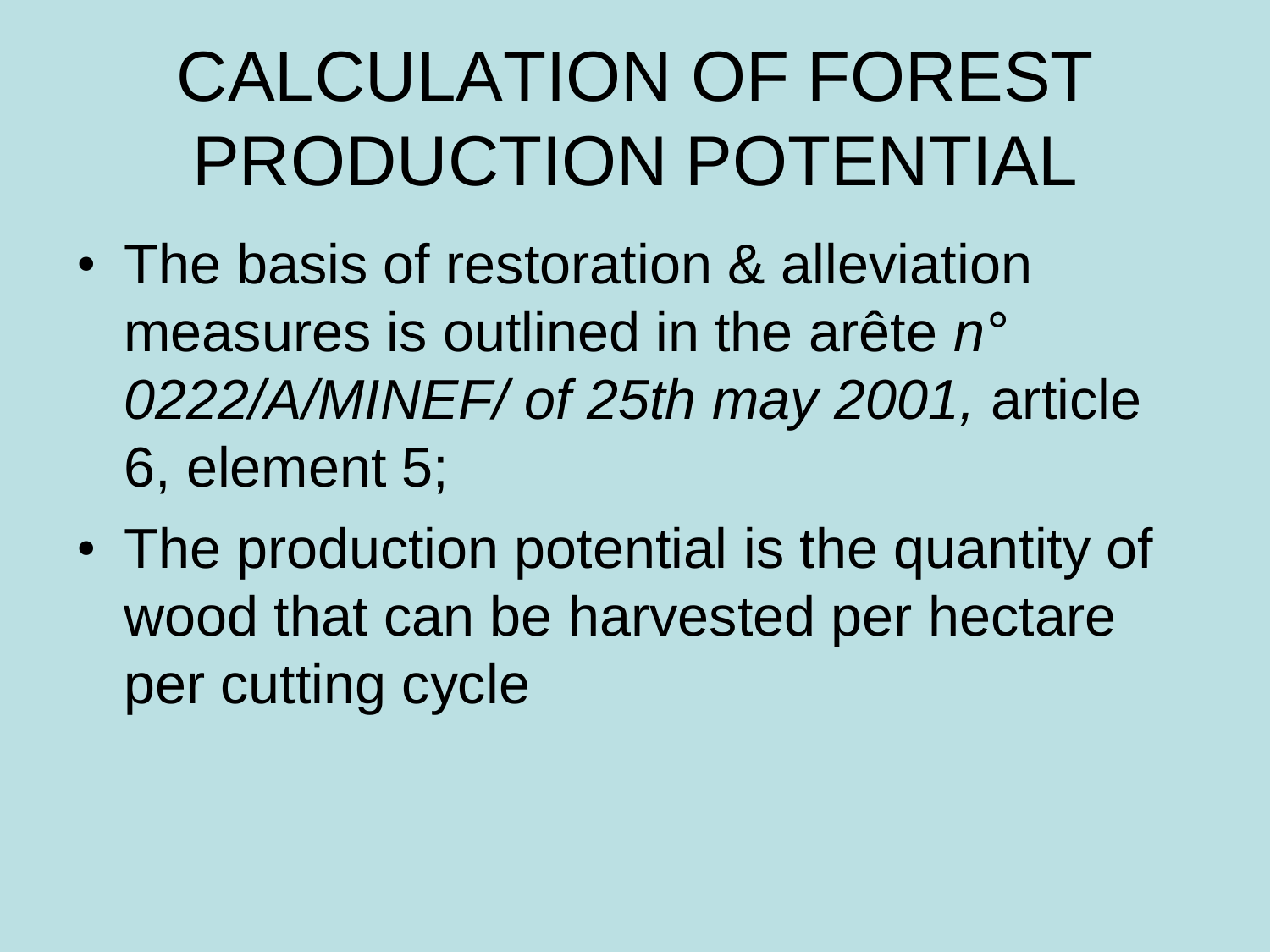# CALCULATION OF FOREST PRODUCTION POTENTIAL

- The basis of restoration & alleviation measures is outlined in the arête *n° 0222/A/MINEF/ of 25th may 2001,* article 6, element 5;
- The production potential is the quantity of wood that can be harvested per hectare per cutting cycle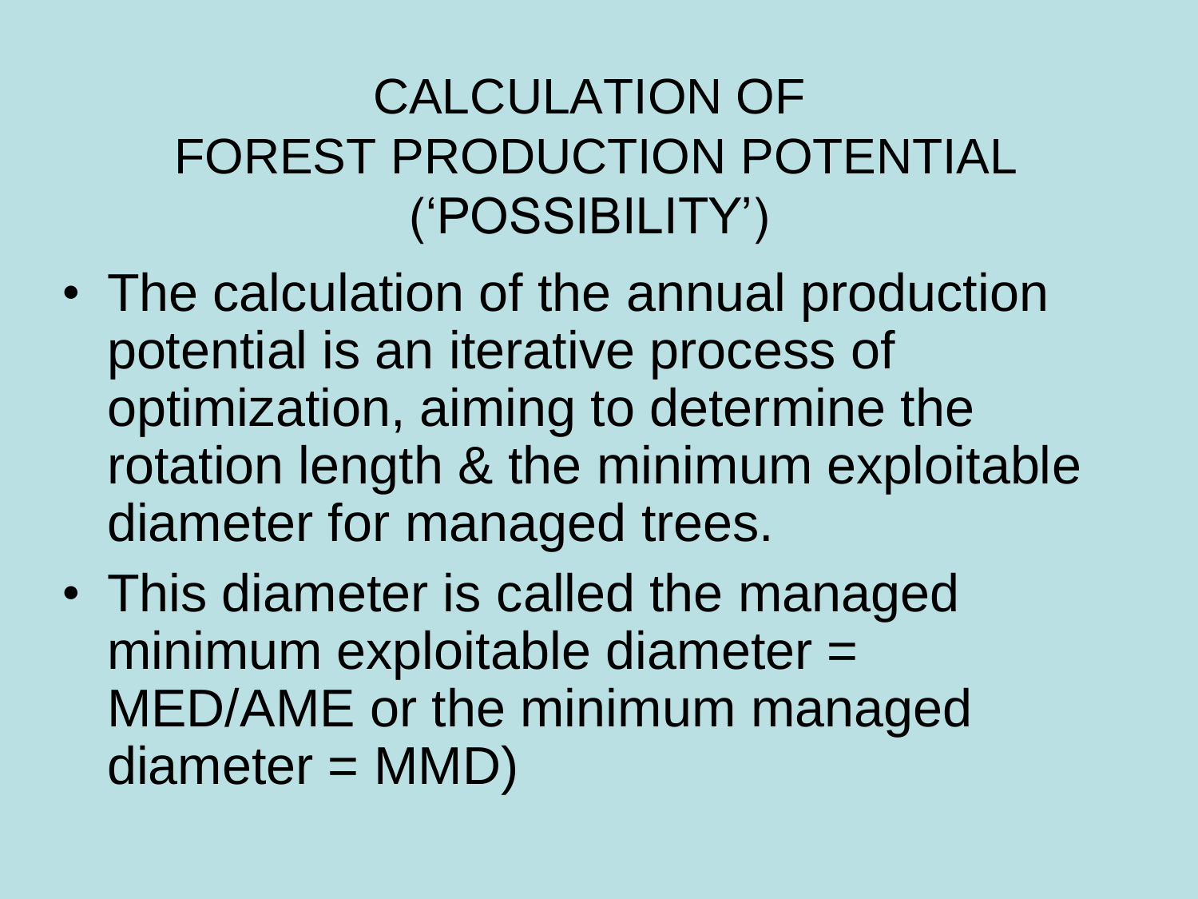# CALCULATION OF FOREST PRODUCTION POTENTIAL ('POSSIBILITY')

- The calculation of the annual production potential is an iterative process of optimization, aiming to determine the rotation length & the minimum exploitable diameter for managed trees.
- This diameter is called the managed minimum exploitable diameter = MED/AME or the minimum managed diameter = MMD)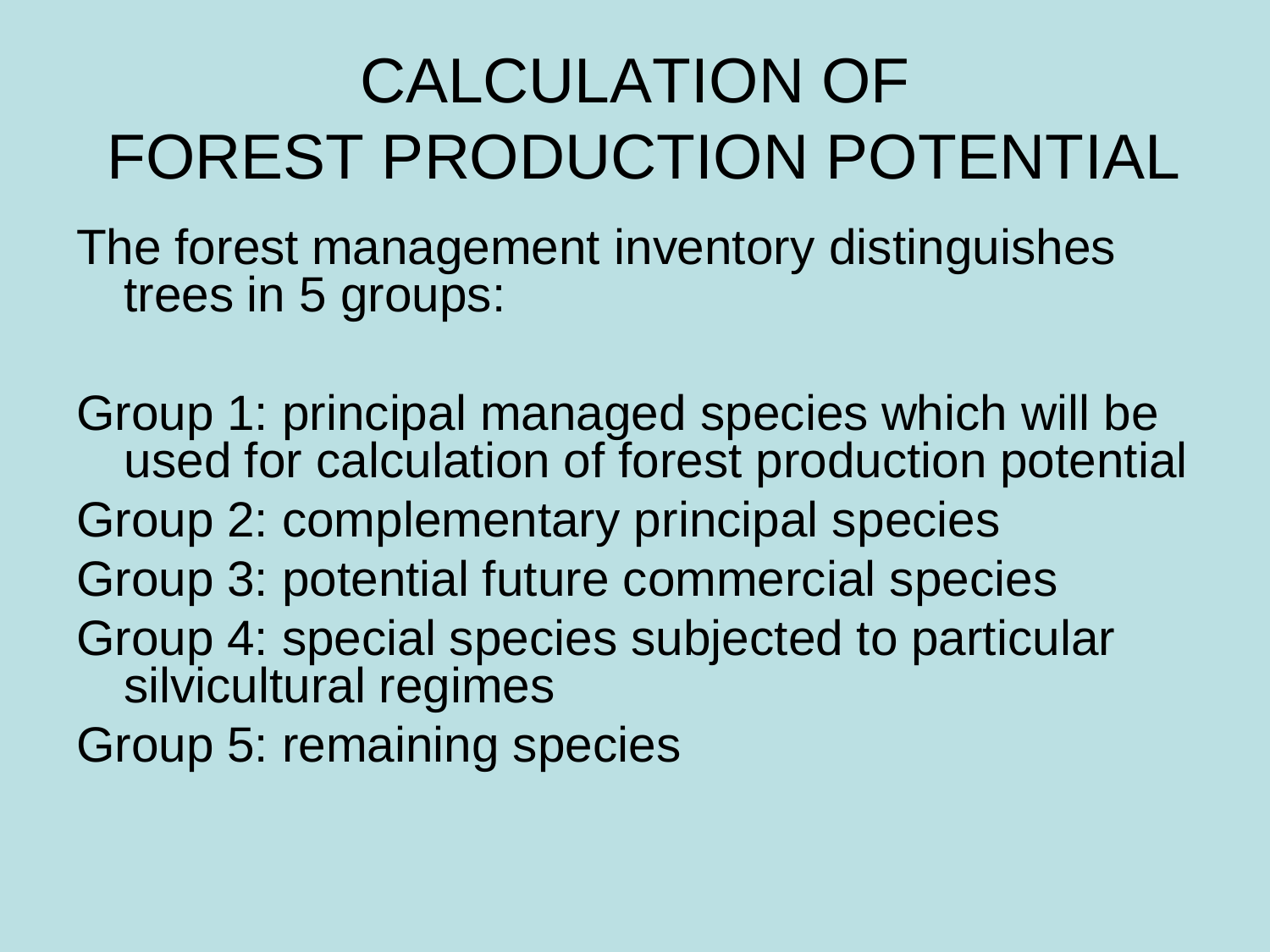# CALCULATION OF FOREST PRODUCTION POTENTIAL

The forest management inventory distinguishes trees in 5 groups:

Group 1: principal managed species which will be used for calculation of forest production potential

Group 2: complementary principal species

Group 3: potential future commercial species

Group 4: special species subjected to particular silvicultural regimes

Group 5: remaining species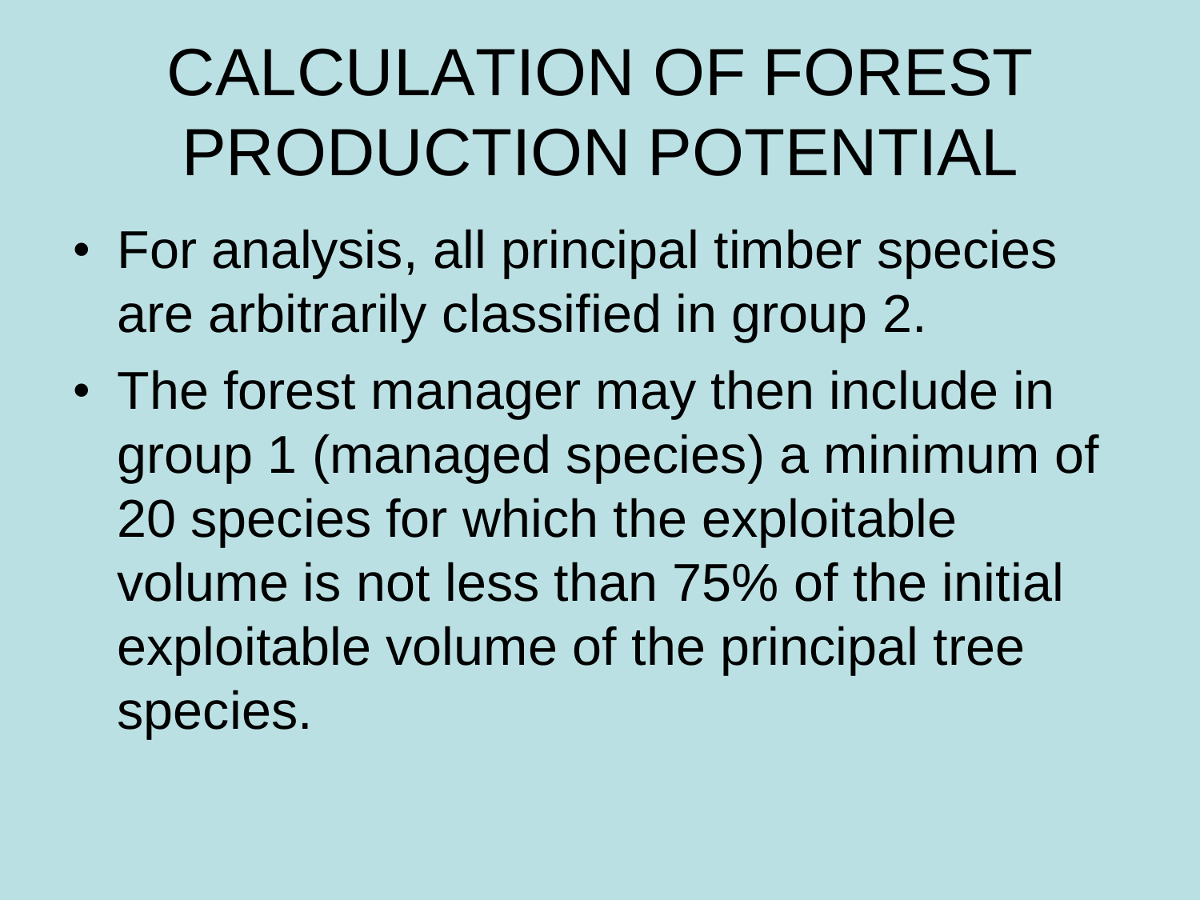# CALCULATION OF FOREST PRODUCTION POTENTIAL

- For analysis, all principal timber species are arbitrarily classified in group 2.
- The forest manager may then include in group 1 (managed species) a minimum of 20 species for which the exploitable volume is not less than 75% of the initial exploitable volume of the principal tree species.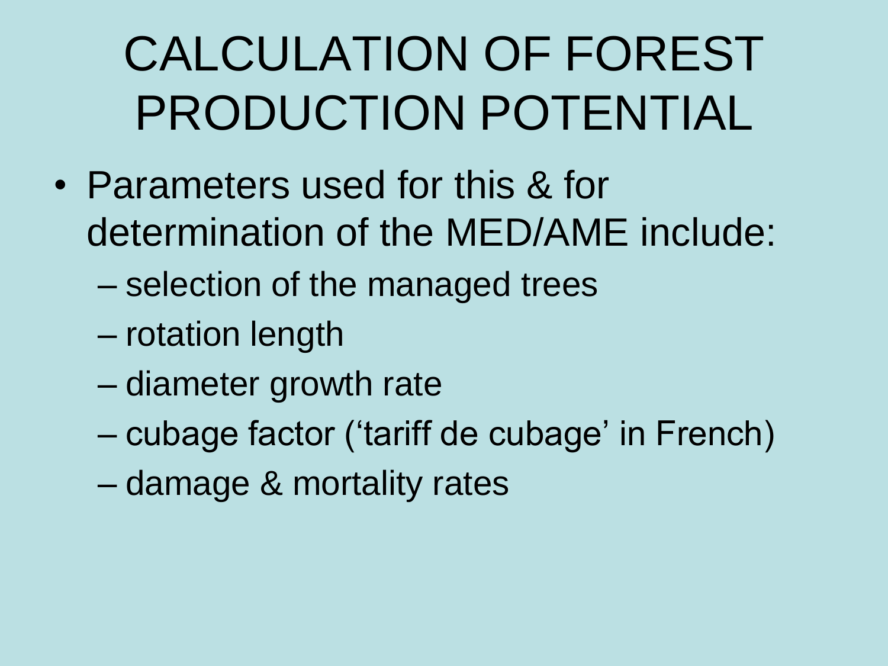# CALCULATION OF FOREST PRODUCTION POTENTIAL

- Parameters used for this & for determination of the MED/AME include:
  - selection of the managed trees
  - rotation length
  - diameter growth rate
  - cubage factor ('tariff de cubage' in French)
  - damage & mortality rates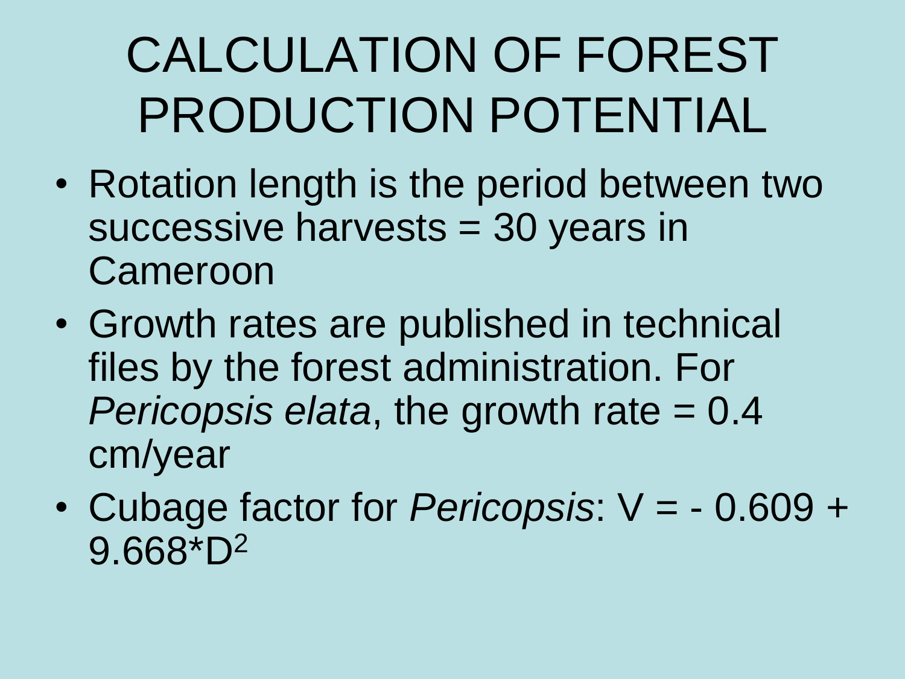# CALCULATION OF FOREST PRODUCTION POTENTIAL

- Rotation length is the period between two successive harvests = 30 years in Cameroon
- Growth rates are published in technical files by the forest administration. For *Pericopsis elata*, the growth rate = 0.4 cm/year
- Cubage factor for *Pericopsis*: $V = -0.609 + 9.668 * D^2$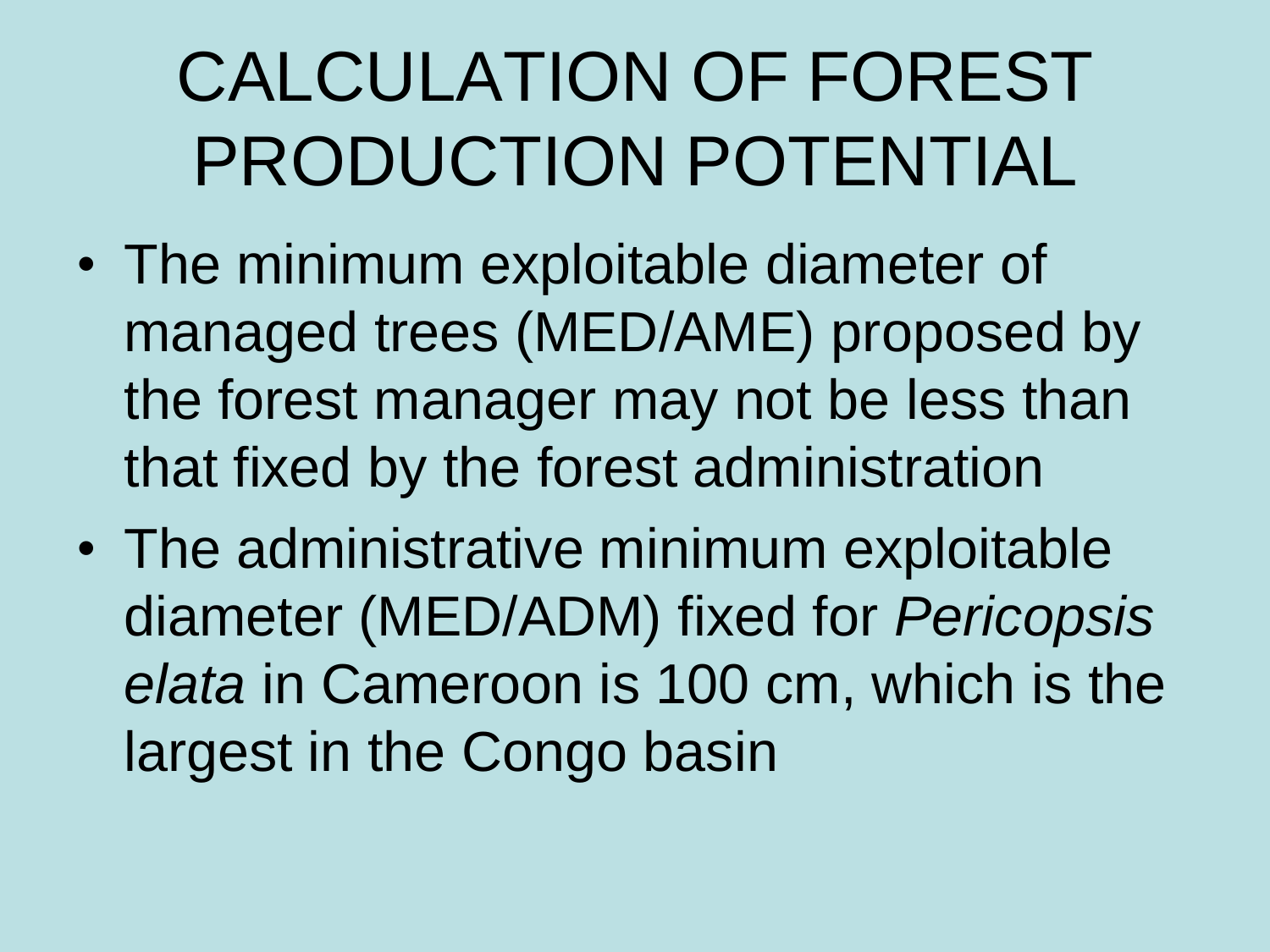# CALCULATION OF FOREST PRODUCTION POTENTIAL

- The minimum exploitable diameter of managed trees (MED/AME) proposed by the forest manager may not be less than that fixed by the forest administration
- The administrative minimum exploitable diameter (MED/ADM) fixed for *Pericopsis elata* in Cameroon is 100 cm, which is the largest in the Congo basin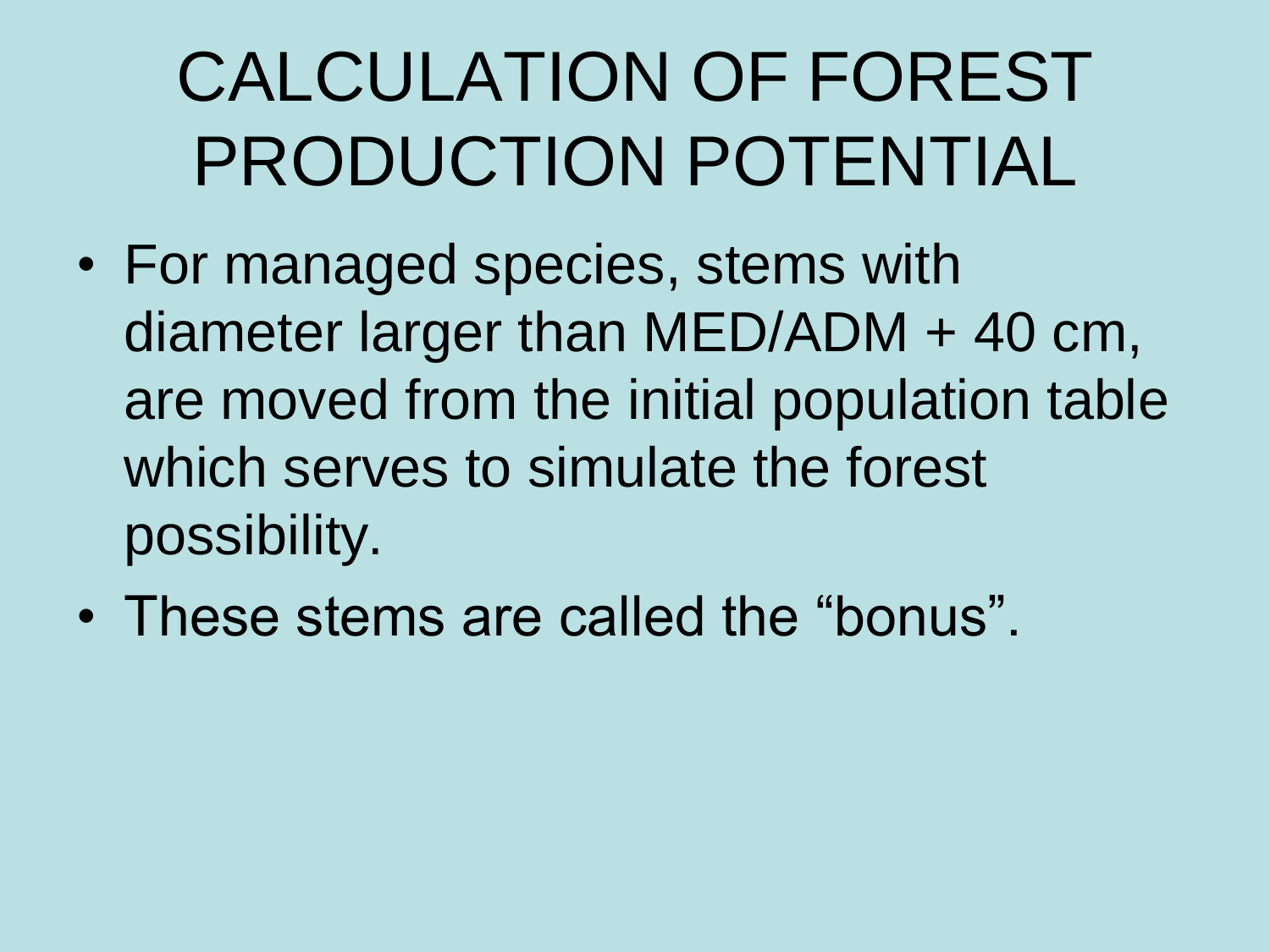# CALCULATION OF FOREST PRODUCTION POTENTIAL

- For managed species, stems with diameter larger than MED/ADM + 40 cm, are moved from the initial population table which serves to simulate the forest possibility.
- These stems are called the “bonus”.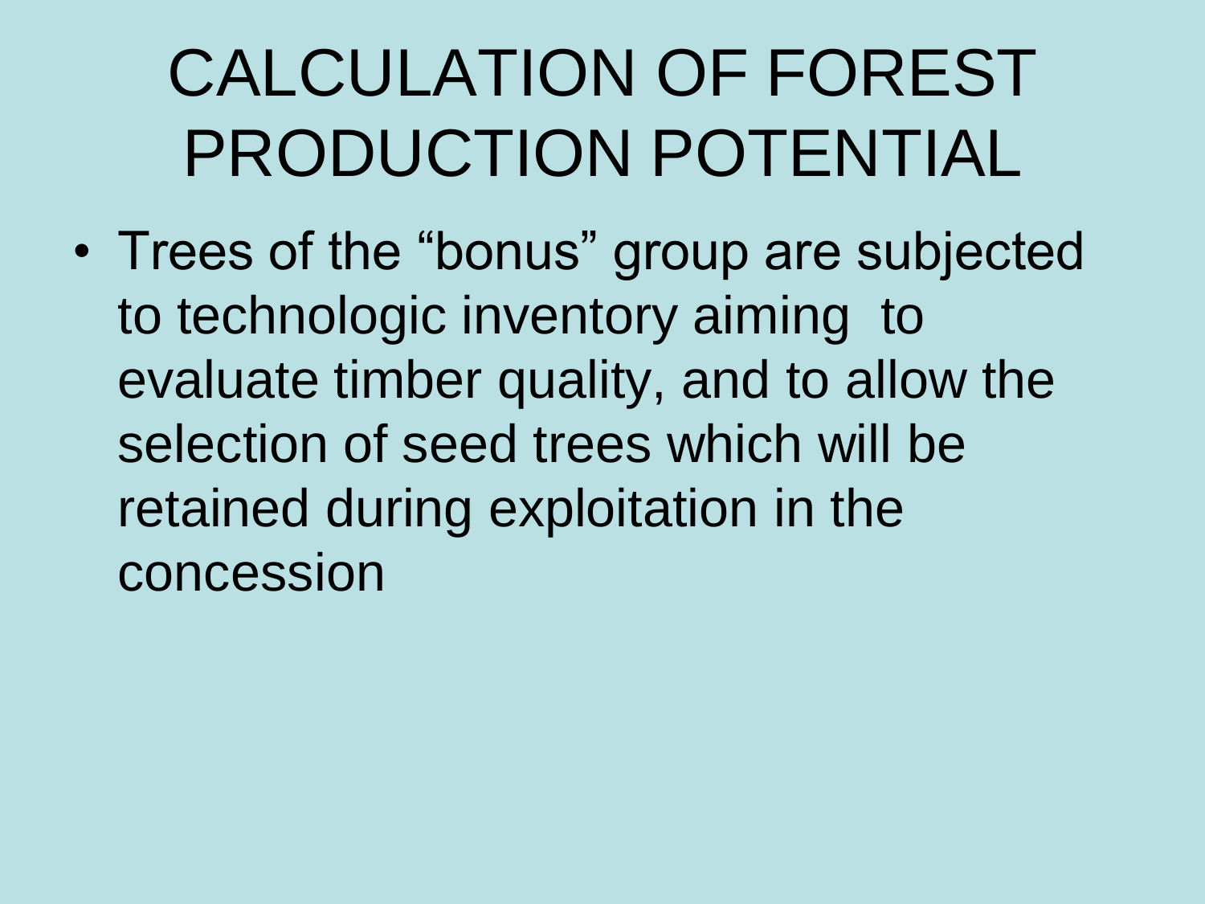# CALCULATION OF FOREST PRODUCTION POTENTIAL

- Trees of the “bonus” group are subjected to technologic inventory aiming to evaluate timber quality, and to allow the selection of seed trees which will be retained during exploitation in the concession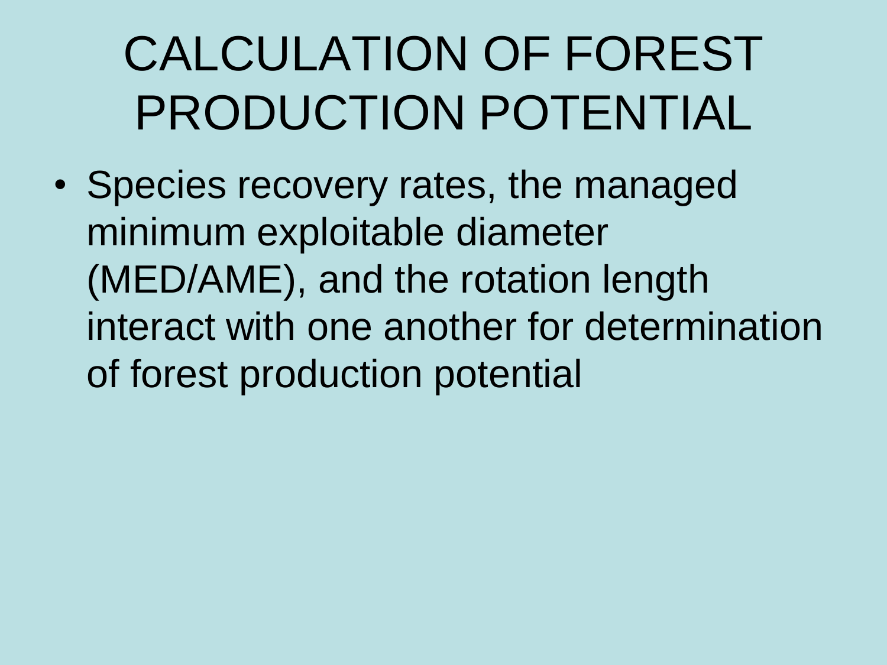# CALCULATION OF FOREST PRODUCTION POTENTIAL

- Species recovery rates, the managed minimum exploitable diameter (MED/AME), and the rotation length interact with one another for determination of forest production potential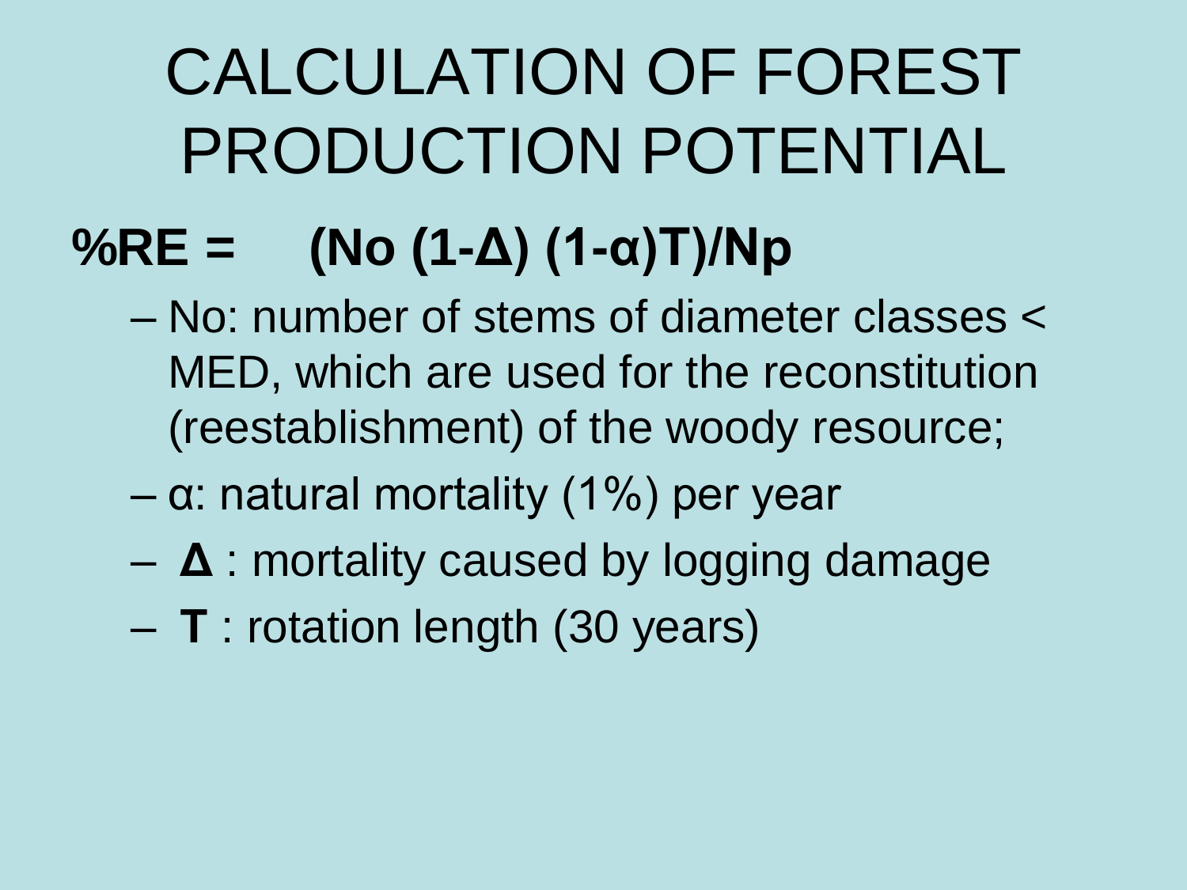# CALCULATION OF FOREST PRODUCTION POTENTIAL

**%RE = $(No\,(1-\Delta)\,(1-\alpha)T)/Np$**

- No: number of stems of diameter classes < MED, which are used for the reconstitution (reestablishment) of the woody resource;
- $\alpha$: natural mortality (1%) per year
- **$\Delta$** : mortality caused by logging damage
- **T** : rotation length (30 years)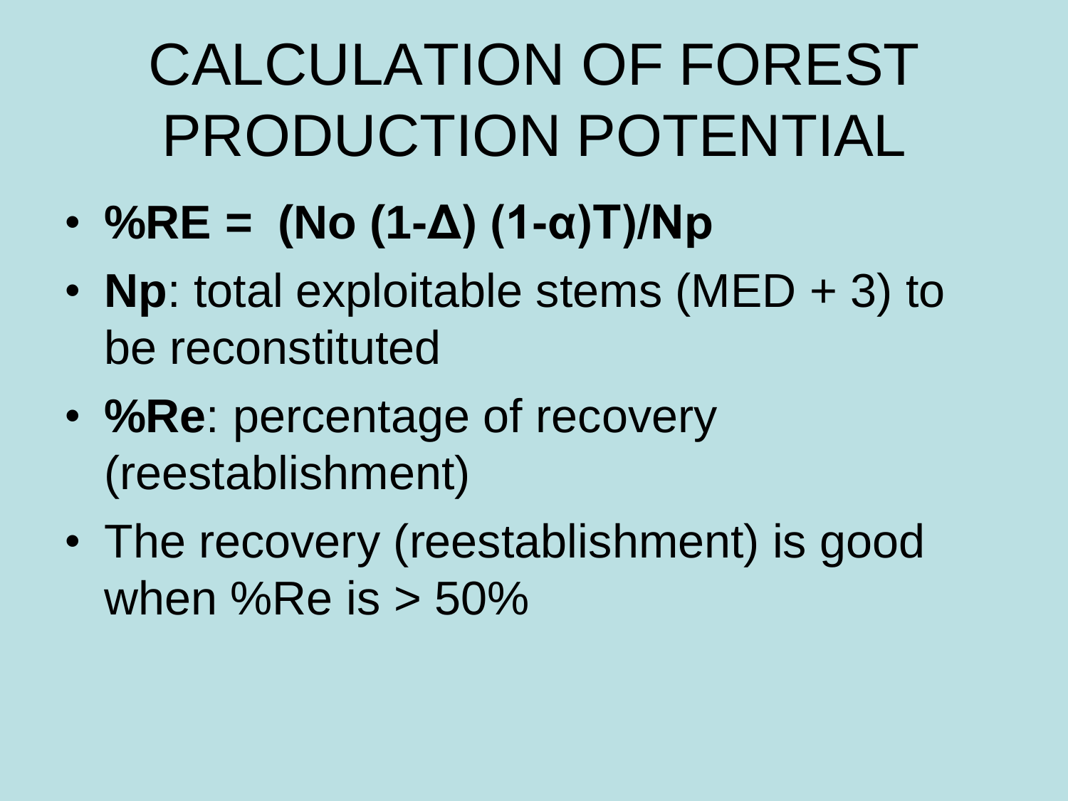# CALCULATION OF FOREST PRODUCTION POTENTIAL

- **%RE = (No (1-Δ) (1-α)T)/Np**
- **Np**: total exploitable stems (MED + 3) to be reconstituted
- **%Re**: percentage of recovery (reestablishment)
- The recovery (reestablishment) is good when %Re is > 50%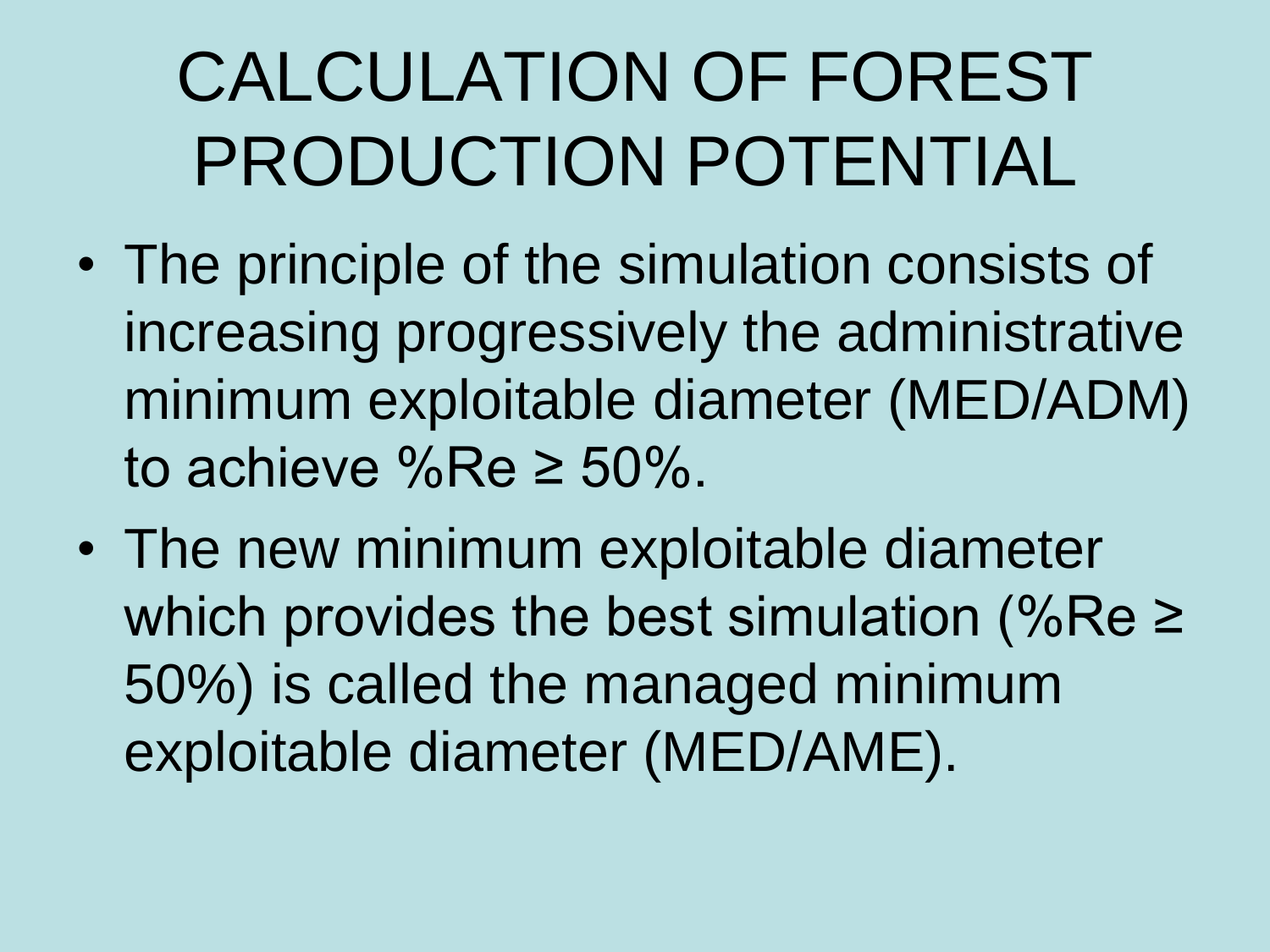# CALCULATION OF FOREST PRODUCTION POTENTIAL

- The principle of the simulation consists of increasing progressively the administrative minimum exploitable diameter (MED/ADM) to achieve %Re ≥ 50%.
- The new minimum exploitable diameter which provides the best simulation (%Re ≥ 50%) is called the managed minimum exploitable diameter (MED/AME).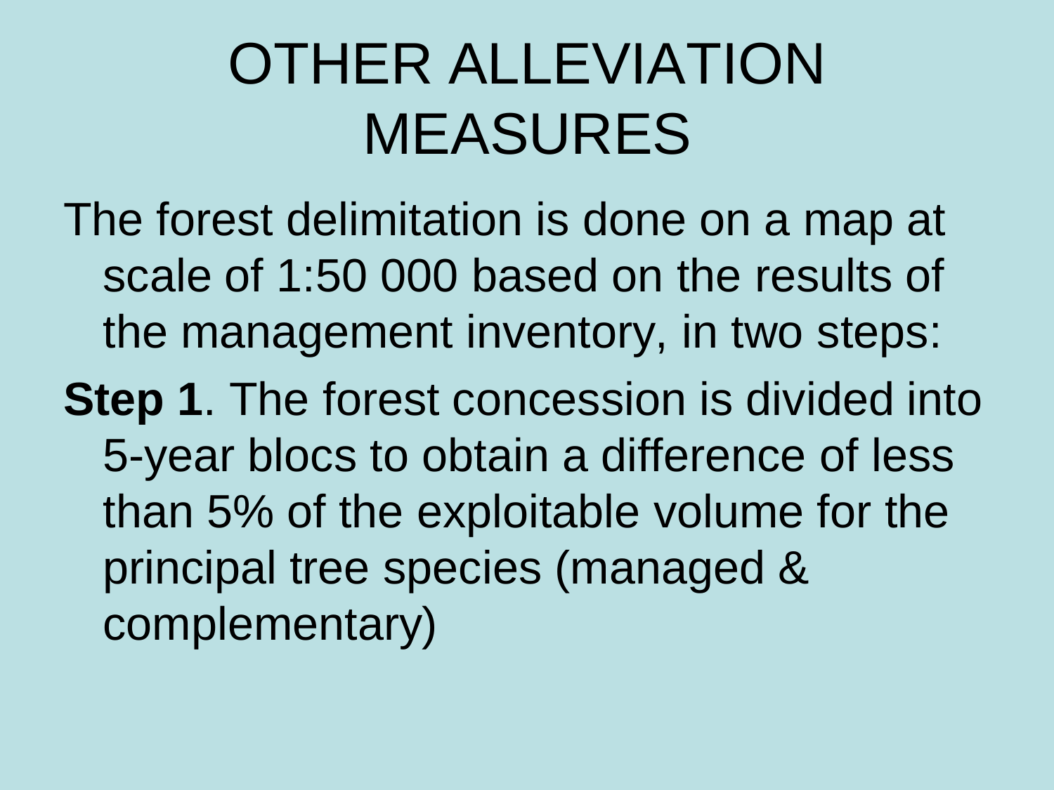# OTHER ALLEVIATION MEASURES

The forest delimitation is done on a map at scale of 1:50 000 based on the results of the management inventory, in two steps:

**Step 1**. The forest concession is divided into 5-year blocs to obtain a difference of less than 5% of the exploitable volume for the principal tree species (managed & complementary)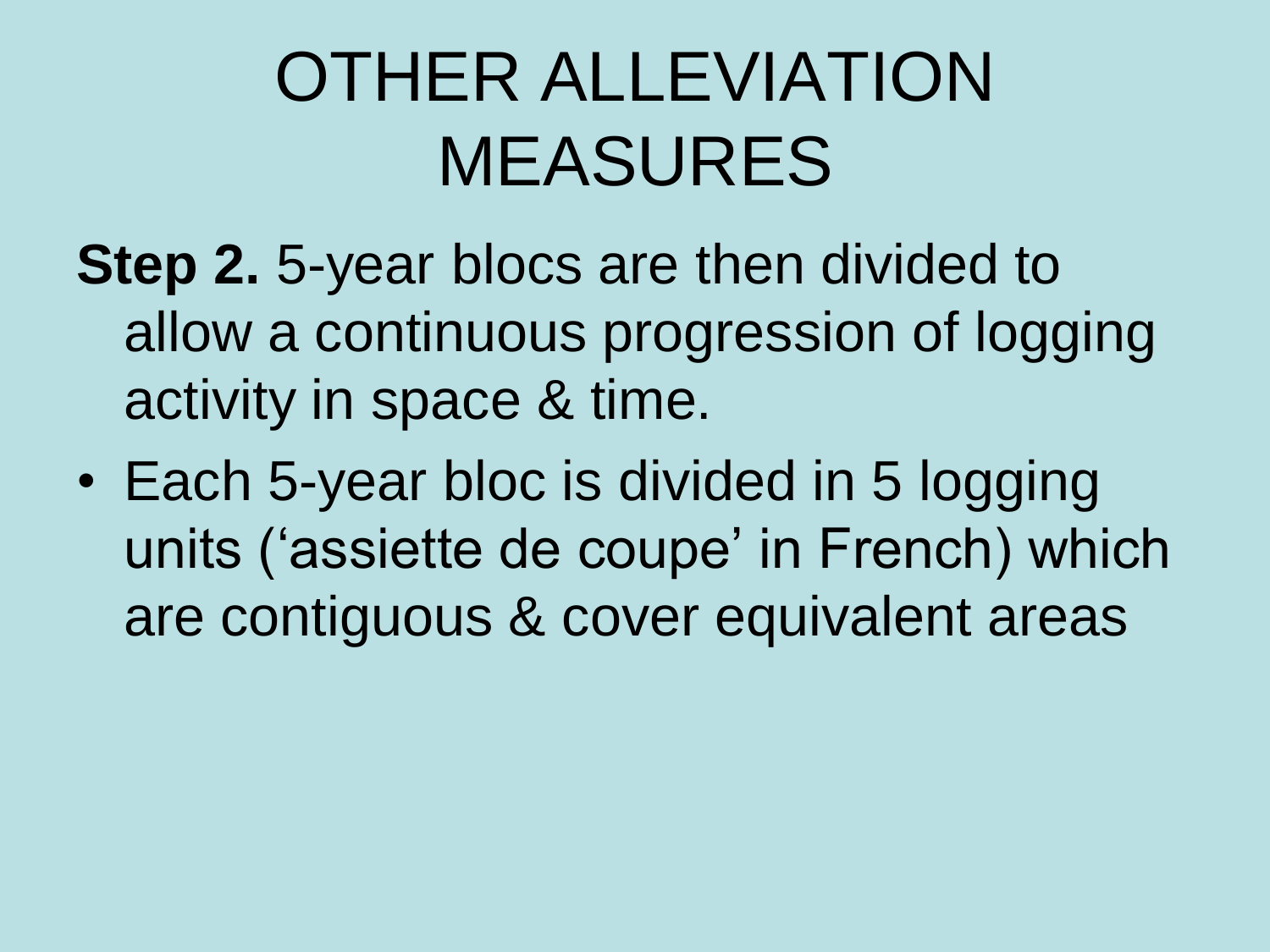# OTHER ALLEVIATION MEASURES

**Step 2.** 5-year blocs are then divided to allow a continuous progression of logging activity in space & time.

- Each 5-year bloc is divided in 5 logging units (‘assiette de coupe’ in French) which are contiguous & cover equivalent areas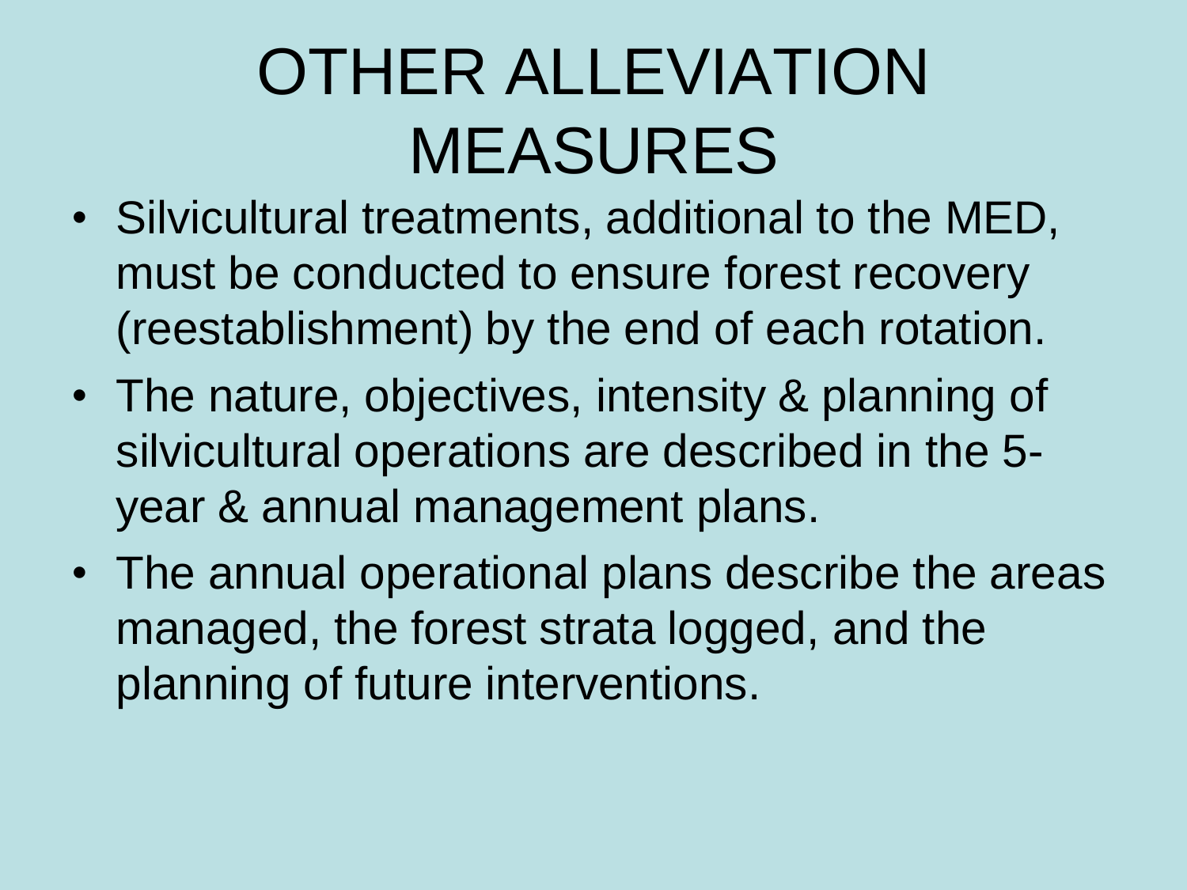# OTHER ALLEVIATION MEASURES

- Silvicultural treatments, additional to the MED, must be conducted to ensure forest recovery (reestablishment) by the end of each rotation.
- The nature, objectives, intensity & planning of silvicultural operations are described in the 5-year & annual management plans.
- The annual operational plans describe the areas managed, the forest strata logged, and the planning of future interventions.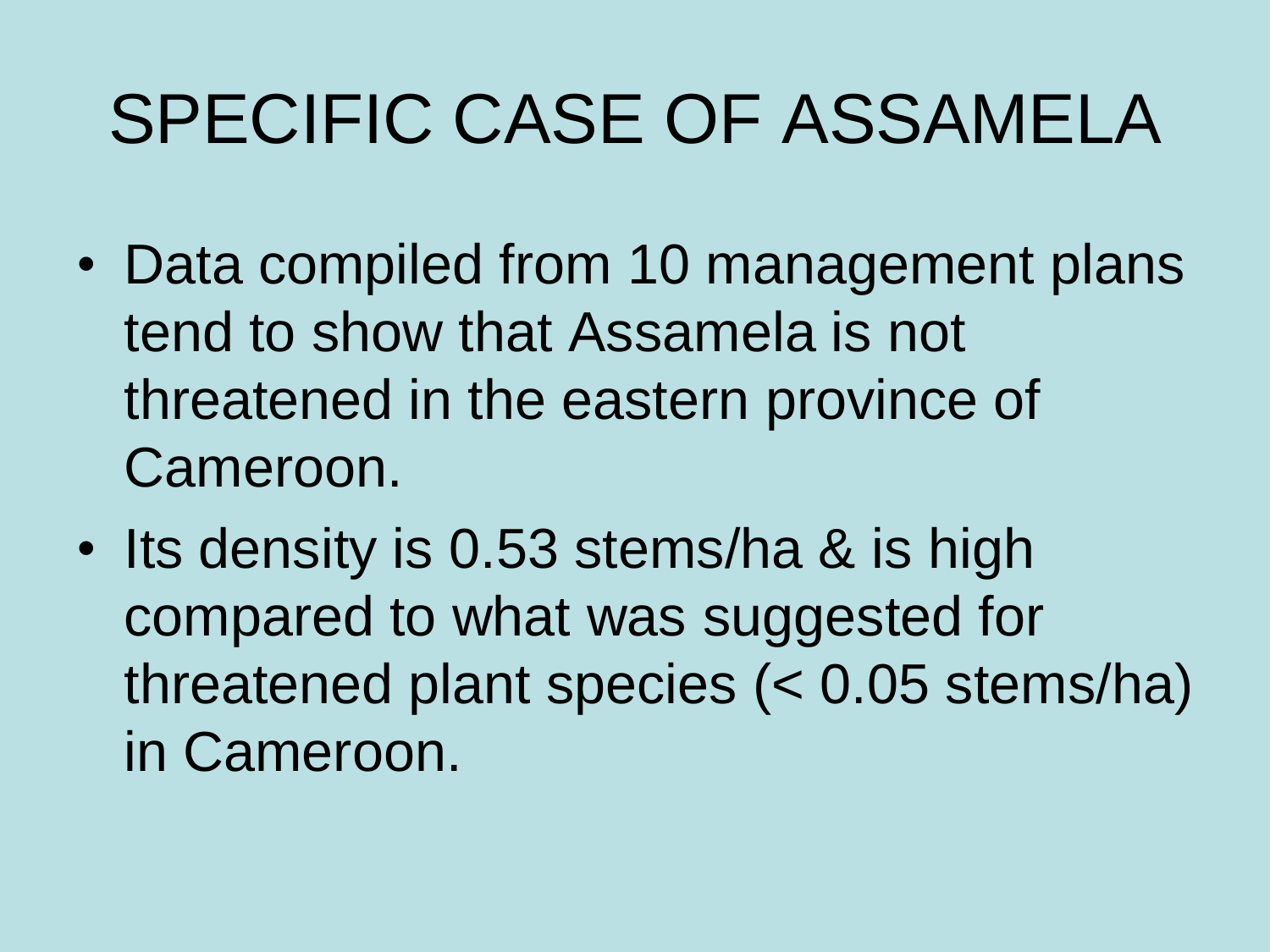# SPECIFIC CASE OF ASSAMELA

- Data compiled from 10 management plans tend to show that Assamela is not threatened in the eastern province of Cameroon.
- Its density is 0.53 stems/ha & is high compared to what was suggested for threatened plant species (< 0.05 stems/ha) in Cameroon.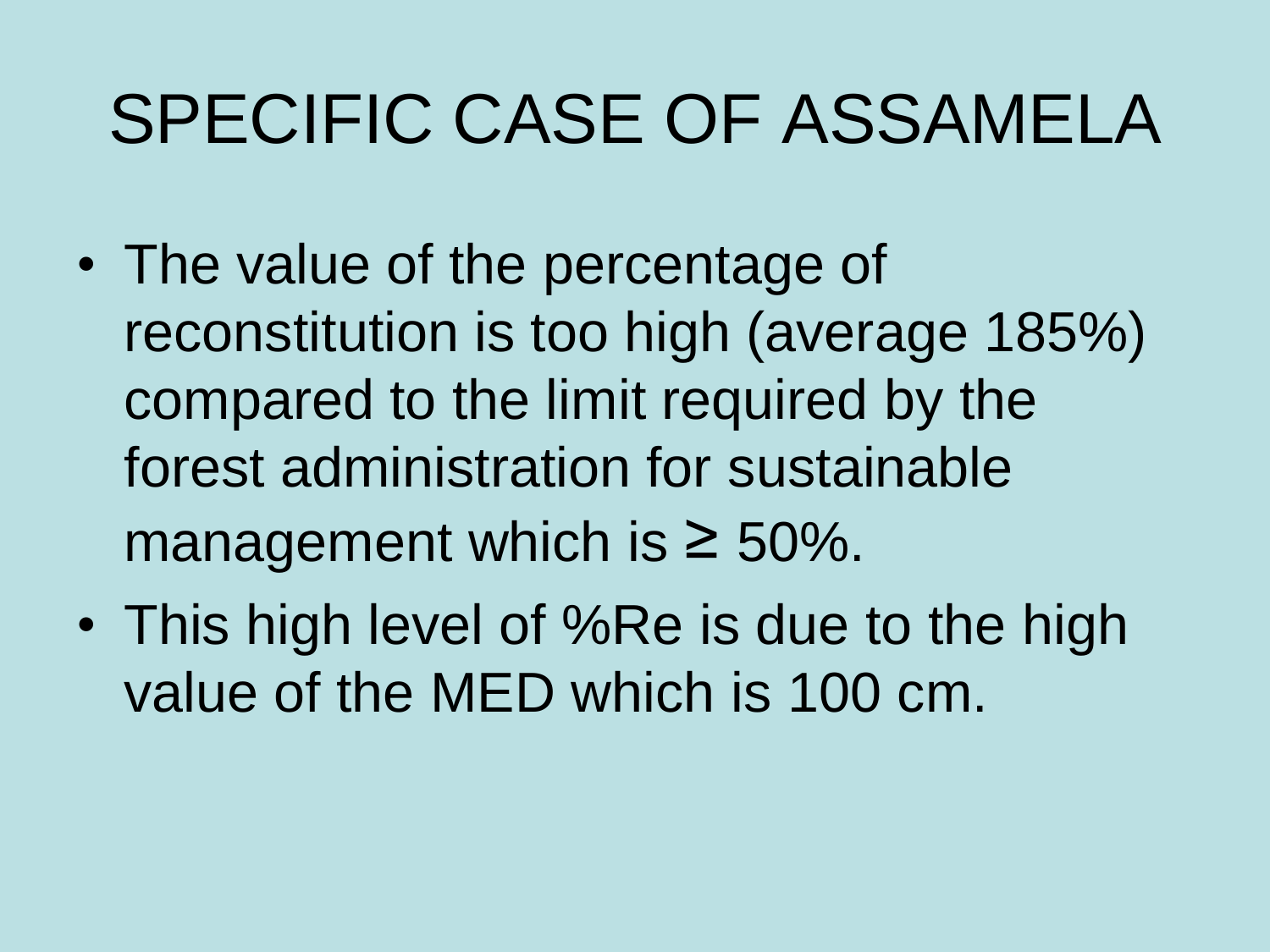# SPECIFIC CASE OF ASSAMELA

- The value of the percentage of reconstitution is too high (average 185%) compared to the limit required by the forest administration for sustainable management which is $\geq$ 50%.
- This high level of %Re is due to the high value of the MED which is 100 cm.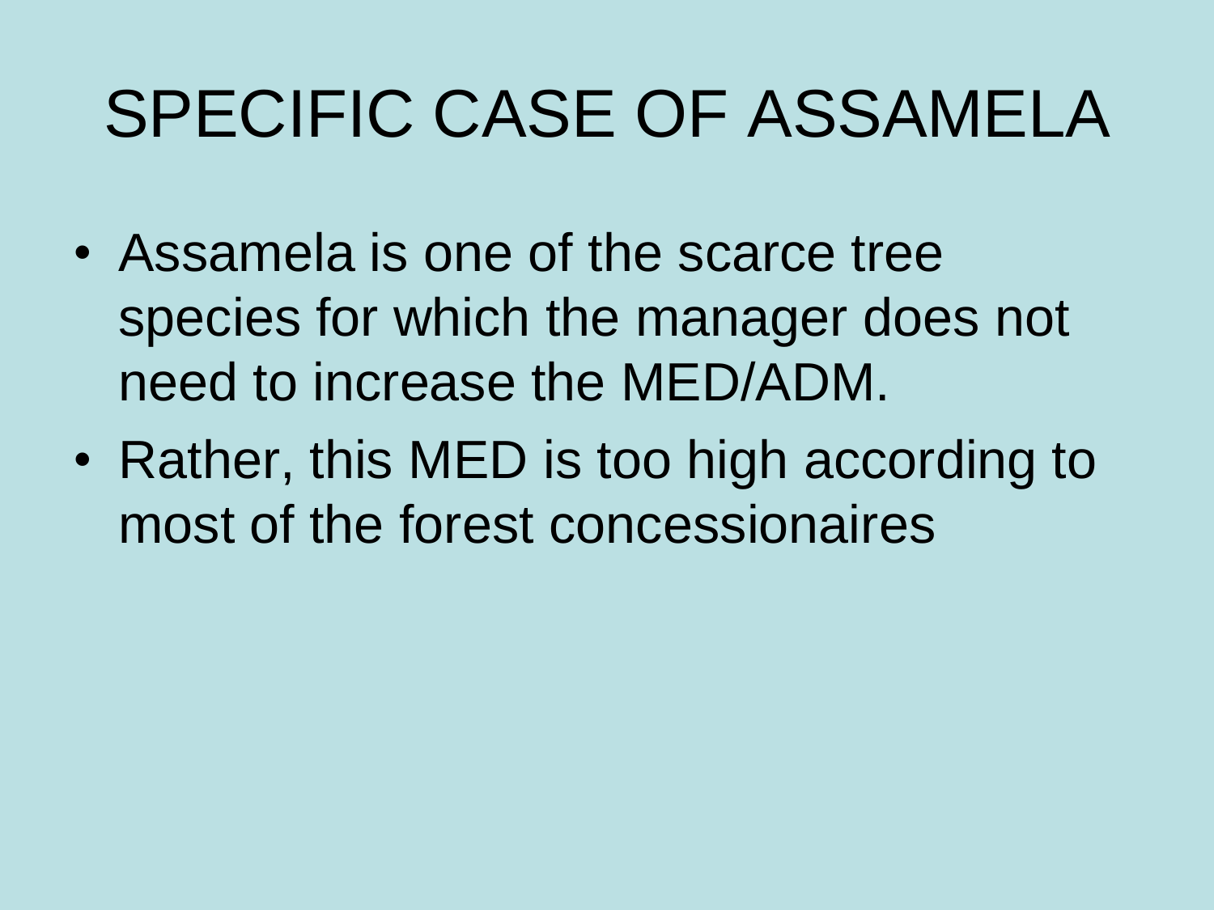# SPECIFIC CASE OF ASSAMELA

- Assamela is one of the scarce tree species for which the manager does not need to increase the MED/ADM.
- Rather, this MED is too high according to most of the forest concessionaires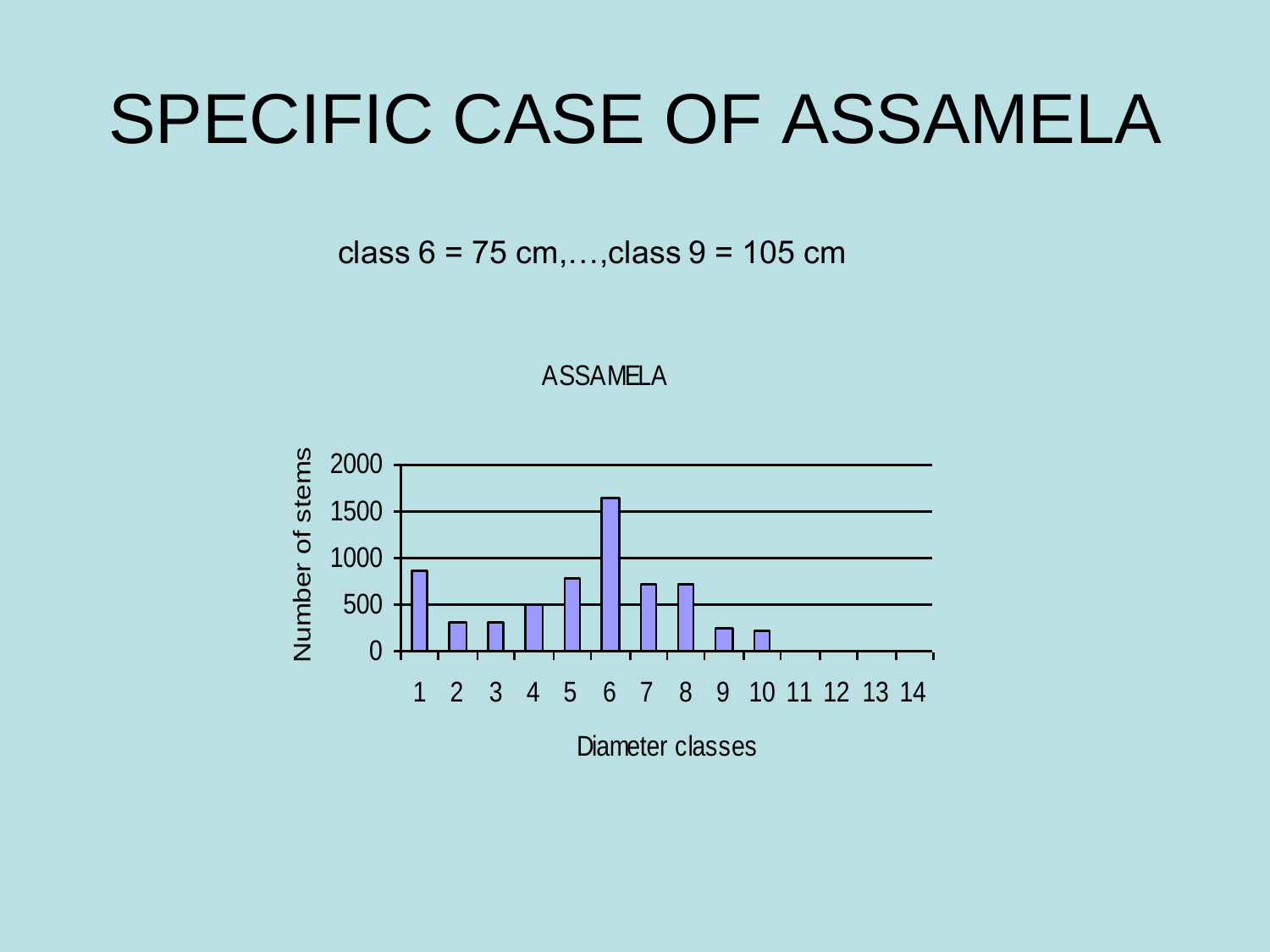# SPECIFIC CASE OF ASSAMELA

class 6 = 75 cm,…,class 9 = 105 cm

ASSAMELA

| Diameter classes | Number of stems |
|---|---|
| 1 | ~860 |
| 2 | ~300 |
| 3 | ~300 |
| 4 | ~500 |
| 5 | ~780 |
| 6 | ~1640 |
| 7 | ~720 |
| 8 | ~720 |
| 9 | ~240 |
| 10 | ~220 |
| 11 | 0 |
| 12 | 0 |
| 13 | 0 |
| 14 | 0 |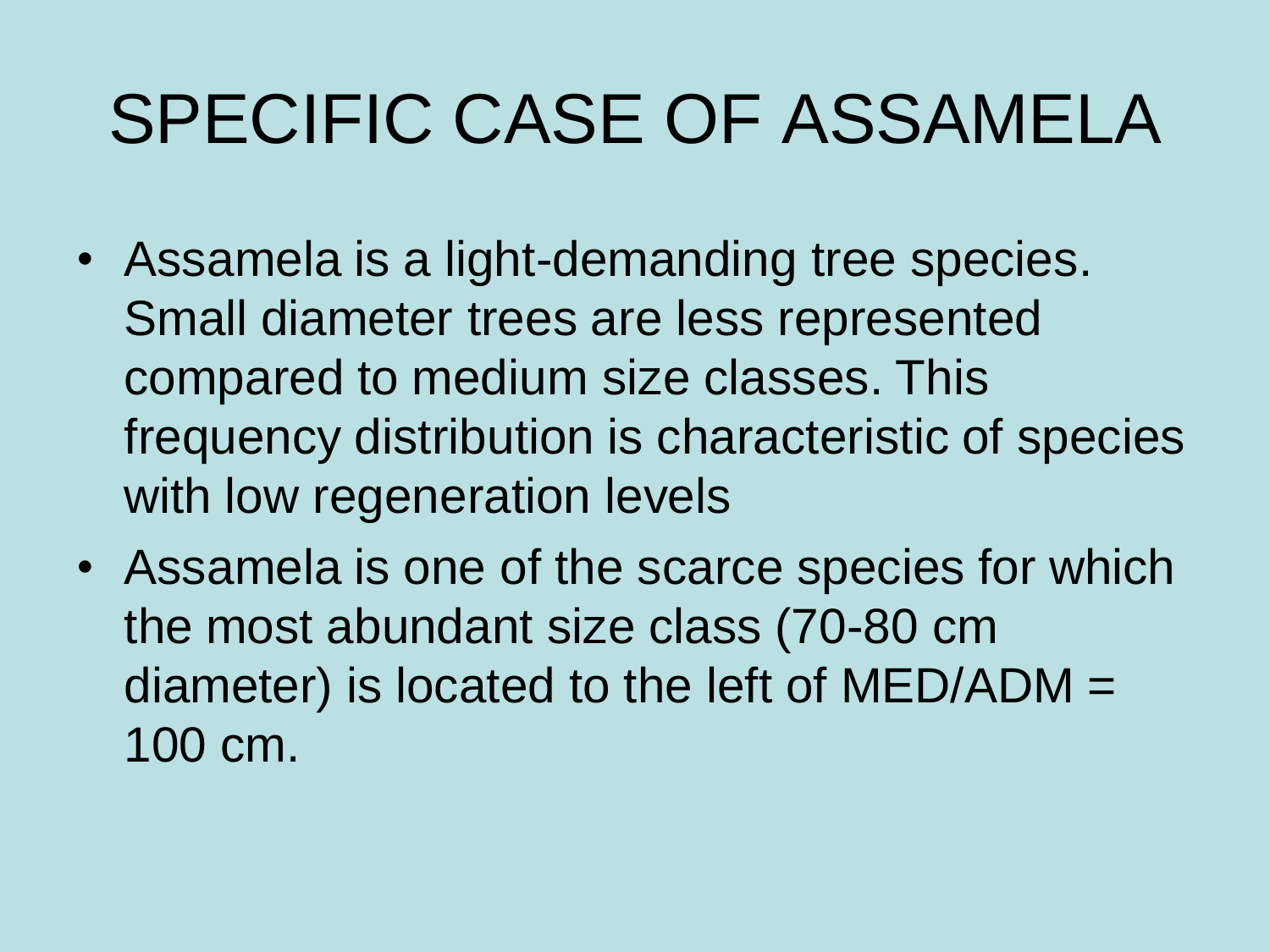# SPECIFIC CASE OF ASSAMELA

- Assamela is a light-demanding tree species. Small diameter trees are less represented compared to medium size classes. This frequency distribution is characteristic of species with low regeneration levels
- Assamela is one of the scarce species for which the most abundant size class (70-80 cm diameter) is located to the left of MED/ADM = 100 cm.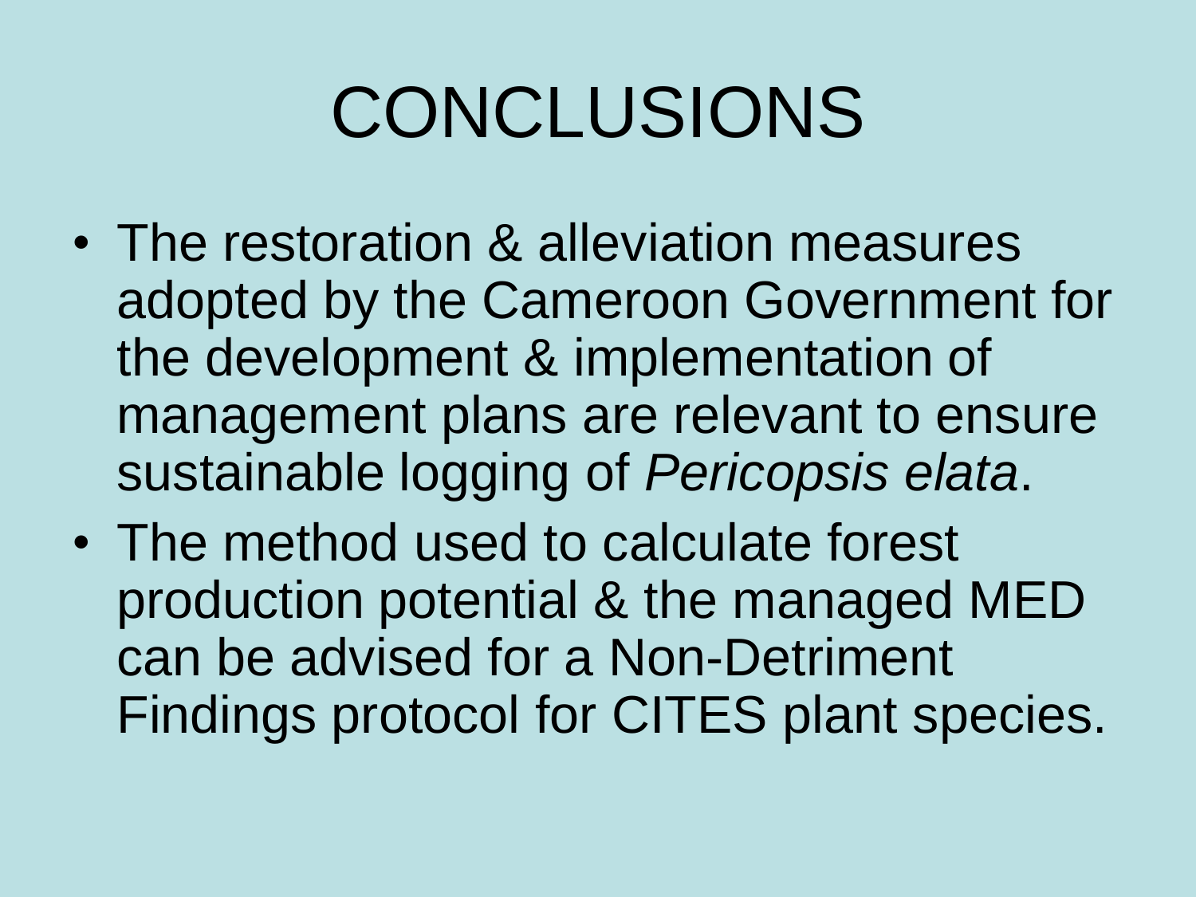# CONCLUSIONS

- The restoration & alleviation measures adopted by the Cameroon Government for the development & implementation of management plans are relevant to ensure sustainable logging of *Pericopsis elata*.
- The method used to calculate forest production potential & the managed MED can be advised for a Non-Detriment Findings protocol for CITES plant species.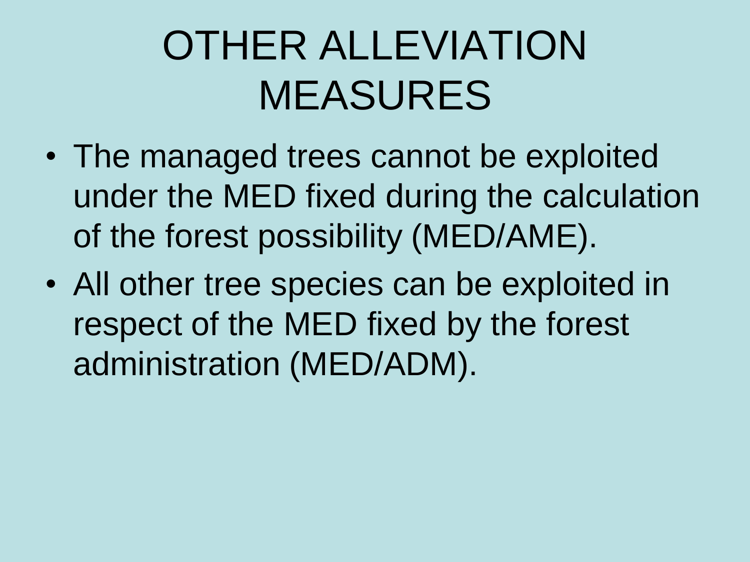# OTHER ALLEVIATION MEASURES

- The managed trees cannot be exploited under the MED fixed during the calculation of the forest possibility (MED/AME).
- All other tree species can be exploited in respect of the MED fixed by the forest administration (MED/ADM).